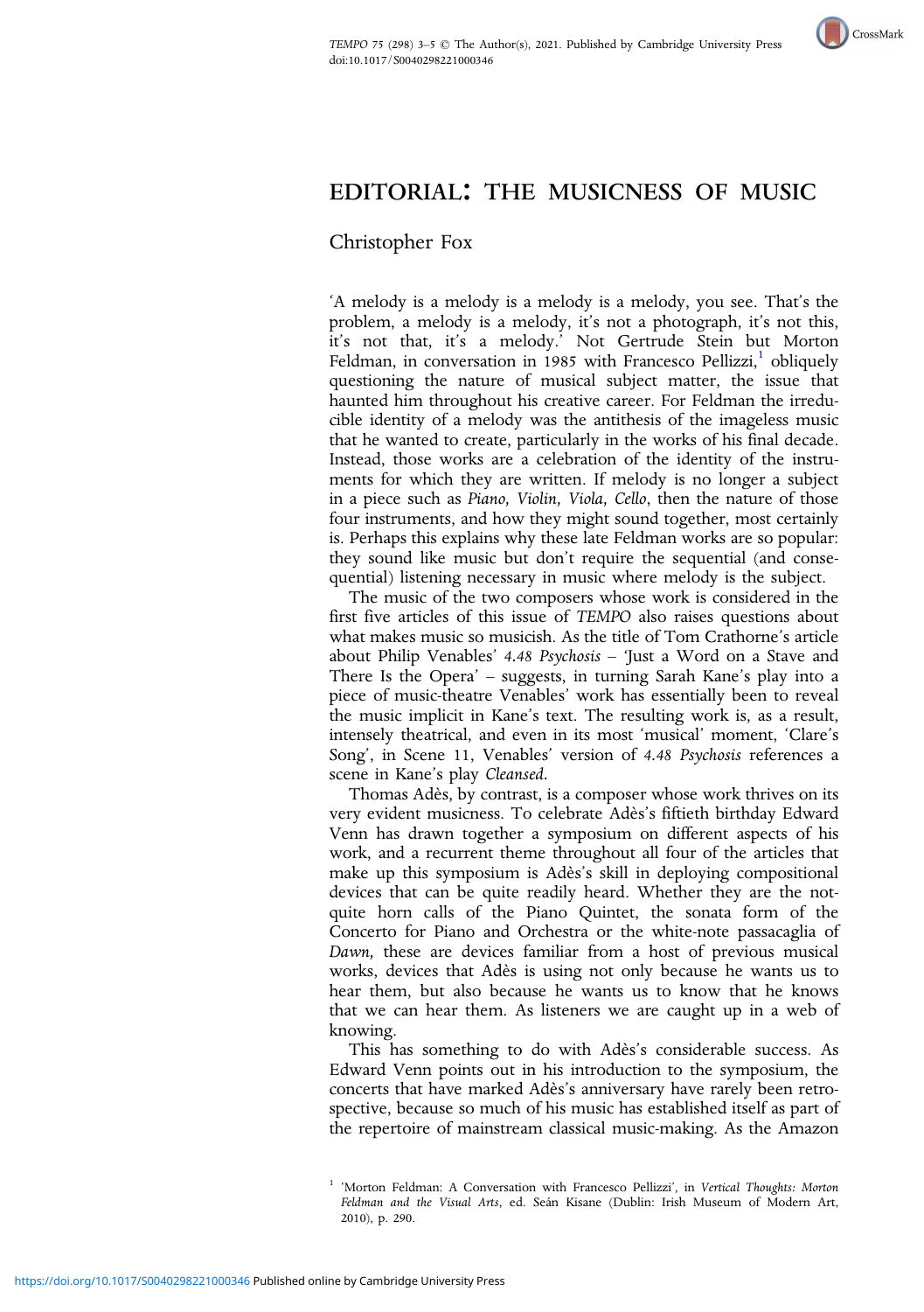# EDITORIAL: THE MUSICNESS OF MUSIC

Christopher Fox

'A melody is a melody is a melody is a melody, you see. That's the problem, a melody is a melody, it's not a photograph, it's not this, it's not that, it's a melody.' Not Gertrude Stein but Morton Feldman, in conversation in 1985 with Francesco Pellizzi,[1] obliquely questioning the nature of musical subject matter, the issue that haunted him throughout his creative career. For Feldman the irreducible identity of a melody was the antithesis of the imageless music that he wanted to create, particularly in the works of his final decade. Instead, those works are a celebration of the identity of the instruments for which they are written. If melody is no longer a subject in a piece such as *Piano, Violin, Viola, Cello*, then the nature of those four instruments, and how they might sound together, most certainly is. Perhaps this explains why these late Feldman works are so popular: they sound like music but don't require the sequential (and consequential) listening necessary in music where melody is the subject.

The music of the two composers whose work is considered in the first five articles of this issue of *TEMPO* also raises questions about what makes music so musicish. As the title of Tom Crathorne's article about Philip Venables' *4.48 Psychosis* – 'Just a Word on a Stave and There Is the Opera' – suggests, in turning Sarah Kane's play into a piece of music-theatre Venables' work has essentially been to reveal the music implicit in Kane's text. The resulting work is, as a result, intensely theatrical, and even in its most 'musical' moment, 'Clare's Song', in Scene 11, Venables' version of *4.48 Psychosis* references a scene in Kane's play *Cleansed*.

Thomas Adès, by contrast, is a composer whose work thrives on its very evident musicness. To celebrate Adès's fiftieth birthday Edward Venn has drawn together a symposium on different aspects of his work, and a recurrent theme throughout all four of the articles that make up this symposium is Adès's skill in deploying compositional devices that can be quite readily heard. Whether they are the not-quite horn calls of the Piano Quintet, the sonata form of the Concerto for Piano and Orchestra or the white-note passacaglia of *Dawn,* these are devices familiar from a host of previous musical works, devices that Adès is using not only because he wants us to hear them, but also because he wants us to know that he knows that we can hear them. As listeners we are caught up in a web of knowing.

This has something to do with Adès's considerable success. As Edward Venn points out in his introduction to the symposium, the concerts that have marked Adès's anniversary have rarely been retrospective, because so much of his music has established itself as part of the repertoire of mainstream classical music-making. As the Amazon

[1] 'Morton Feldman: A Conversation with Francesco Pellizzi', in *Vertical Thoughts: Morton Feldman and the Visual Arts*, ed. Seán Kisane (Dublin: Irish Museum of Modern Art, 2010), p. 290.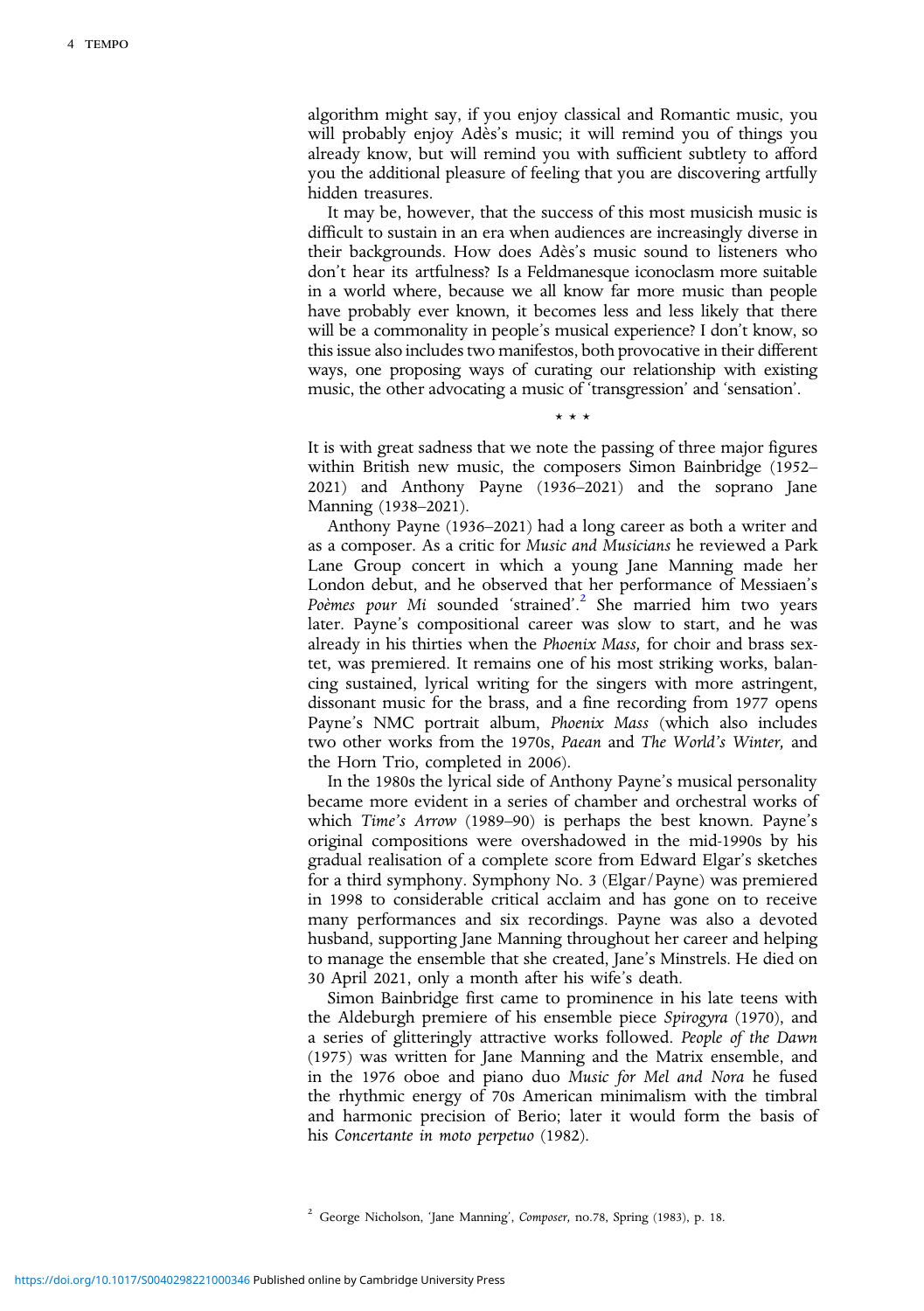algorithm might say, if you enjoy classical and Romantic music, you will probably enjoy Adès's music; it will remind you of things you already know, but will remind you with sufficient subtlety to afford you the additional pleasure of feeling that you are discovering artfully hidden treasures.

It may be, however, that the success of this most musicish music is difficult to sustain in an era when audiences are increasingly diverse in their backgrounds. How does Adès's music sound to listeners who don't hear its artfulness? Is a Feldmanesque iconoclasm more suitable in a world where, because we all know far more music than people have probably ever known, it becomes less and less likely that there will be a commonality in people's musical experience? I don't know, so this issue also includes two manifestos, both provocative in their different ways, one proposing ways of curating our relationship with existing music, the other advocating a music of 'transgression' and 'sensation'.

\* \* \*

It is with great sadness that we note the passing of three major figures within British new music, the composers Simon Bainbridge (1952–2021) and Anthony Payne (1936–2021) and the soprano Jane Manning (1938–2021).

Anthony Payne (1936–2021) had a long career as both a writer and as a composer. As a critic for *Music and Musicians* he reviewed a Park Lane Group concert in which a young Jane Manning made her London debut, and he observed that her performance of Messiaen's *Poèmes pour Mi* sounded 'strained'.[2] She married him two years later. Payne's compositional career was slow to start, and he was already in his thirties when the *Phoenix Mass,* for choir and brass sextet, was premiered. It remains one of his most striking works, balancing sustained, lyrical writing for the singers with more astringent, dissonant music for the brass, and a fine recording from 1977 opens Payne's NMC portrait album, *Phoenix Mass* (which also includes two other works from the 1970s, *Paean* and *The World's Winter,* and the Horn Trio, completed in 2006).

In the 1980s the lyrical side of Anthony Payne's musical personality became more evident in a series of chamber and orchestral works of which *Time's Arrow* (1989–90) is perhaps the best known. Payne's original compositions were overshadowed in the mid-1990s by his gradual realisation of a complete score from Edward Elgar's sketches for a third symphony. Symphony No. 3 (Elgar/Payne) was premiered in 1998 to considerable critical acclaim and has gone on to receive many performances and six recordings. Payne was also a devoted husband, supporting Jane Manning throughout her career and helping to manage the ensemble that she created, Jane's Minstrels. He died on 30 April 2021, only a month after his wife's death.

Simon Bainbridge first came to prominence in his late teens with the Aldeburgh premiere of his ensemble piece *Spirogyra* (1970), and a series of glitteringly attractive works followed. *People of the Dawn* (1975) was written for Jane Manning and the Matrix ensemble, and in the 1976 oboe and piano duo *Music for Mel and Nora* he fused the rhythmic energy of 70s American minimalism with the timbral and harmonic precision of Berio; later it would form the basis of his *Concertante in moto perpetuo* (1982).

[2] George Nicholson, 'Jane Manning', *Composer,* no.78, Spring (1983), p. 18.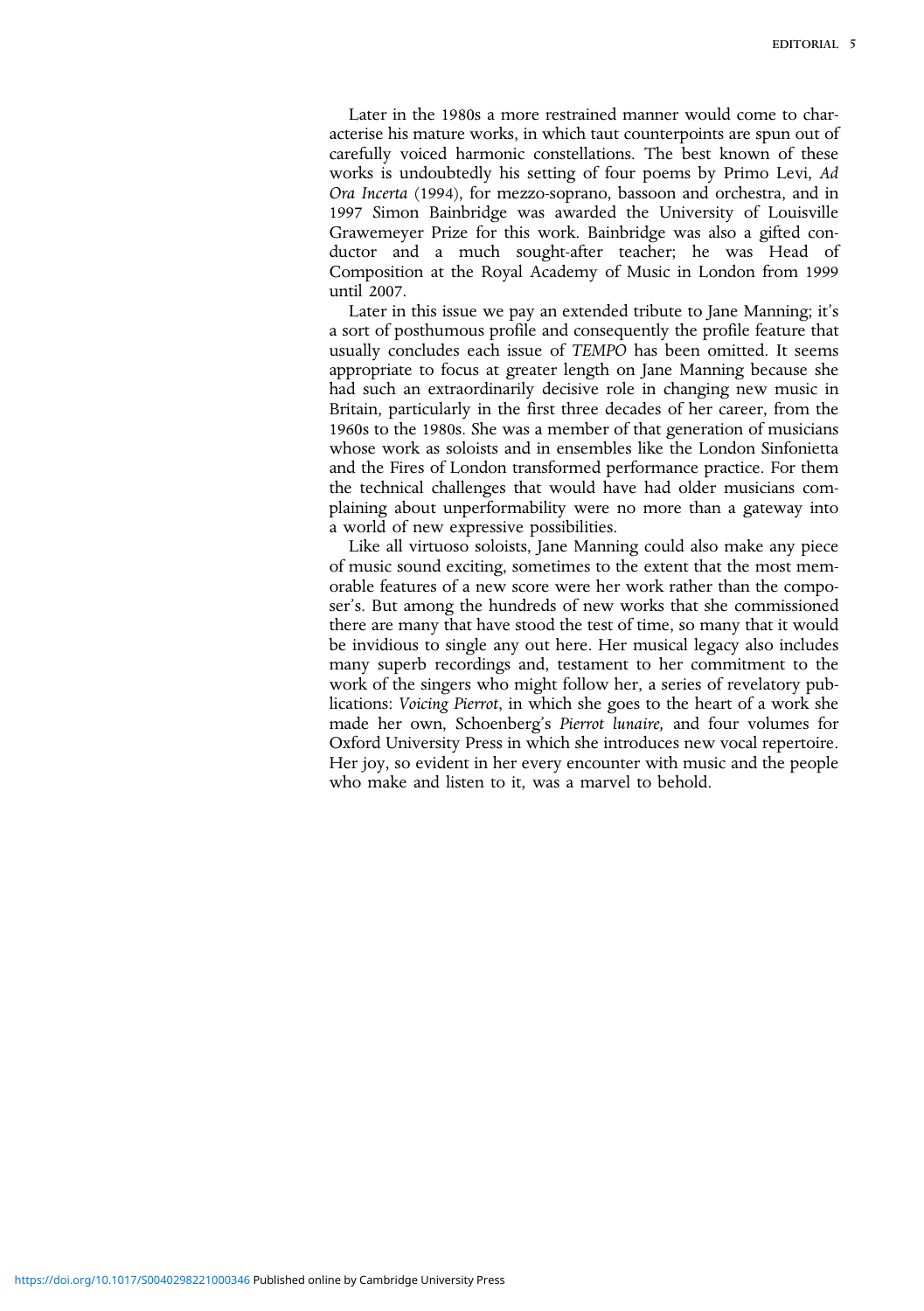Later in the 1980s a more restrained manner would come to characterise his mature works, in which taut counterpoints are spun out of carefully voiced harmonic constellations. The best known of these works is undoubtedly his setting of four poems by Primo Levi, *Ad Ora Incerta* (1994), for mezzo-soprano, bassoon and orchestra, and in 1997 Simon Bainbridge was awarded the University of Louisville Grawemeyer Prize for this work. Bainbridge was also a gifted conductor and a much sought-after teacher; he was Head of Composition at the Royal Academy of Music in London from 1999 until 2007.

Later in this issue we pay an extended tribute to Jane Manning; it's a sort of posthumous profile and consequently the profile feature that usually concludes each issue of *TEMPO* has been omitted. It seems appropriate to focus at greater length on Jane Manning because she had such an extraordinarily decisive role in changing new music in Britain, particularly in the first three decades of her career, from the 1960s to the 1980s. She was a member of that generation of musicians whose work as soloists and in ensembles like the London Sinfonietta and the Fires of London transformed performance practice. For them the technical challenges that would have had older musicians complaining about unperformability were no more than a gateway into a world of new expressive possibilities.

Like all virtuoso soloists, Jane Manning could also make any piece of music sound exciting, sometimes to the extent that the most memorable features of a new score were her work rather than the composer's. But among the hundreds of new works that she commissioned there are many that have stood the test of time, so many that it would be invidious to single any out here. Her musical legacy also includes many superb recordings and, testament to her commitment to the work of the singers who might follow her, a series of revelatory publications: *Voicing Pierrot*, in which she goes to the heart of a work she made her own, Schoenberg's *Pierrot lunaire,* and four volumes for Oxford University Press in which she introduces new vocal repertoire. Her joy, so evident in her every encounter with music and the people who make and listen to it, was a marvel to behold.